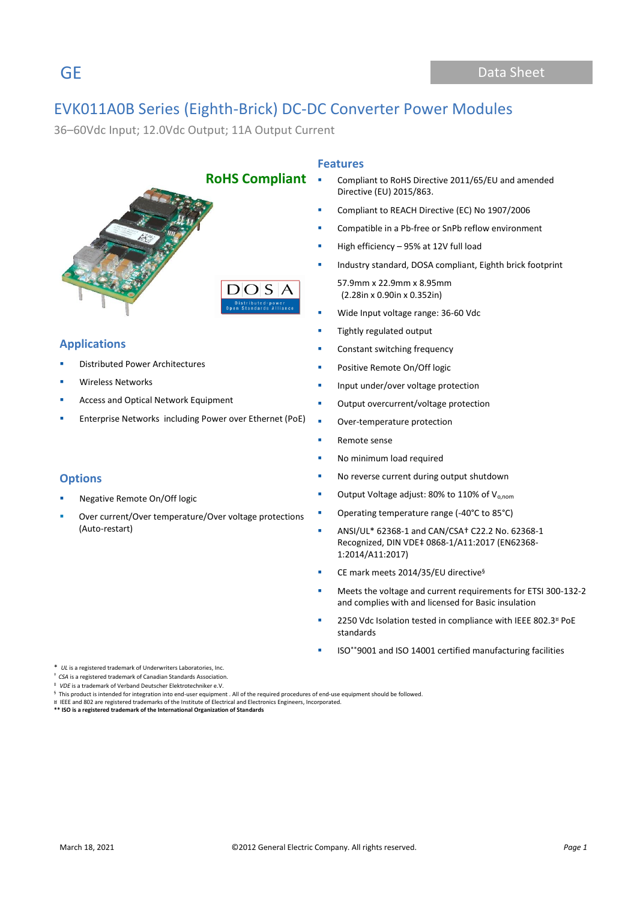GE

Data Sheet

# EVK011A0B Series (Eighth-Brick) DC-DC Converter Power Modules

36–60Vdc Input; 12.0Vdc Output; 11A Output Current

**RoHS Compliant**

## Applications

- Distributed Power Architectures
- Wireless Networks
- Access and Optical Network Equipment
- Enterprise Networks including Power over Ethernet (PoE)

## Options

- Negative Remote On/Off logic
- Over current/Over temperature/Over voltage protections (Auto-restart)

## Features

- Compliant to RoHS Directive 2011/65/EU and amended Directive (EU) 2015/863.
- Compliant to REACH Directive (EC) No 1907/2006
- Compatible in a Pb-free or SnPb reflow environment
- High efficiency – 95% at 12V full load
- Industry standard, DOSA compliant, Eighth brick footprint

  57.9mm x 22.9mm x 8.95mm
  (2.28in x 0.90in x 0.352in)
- Wide Input voltage range: 36-60 Vdc
- Tightly regulated output
- Constant switching frequency
- Positive Remote On/Off logic
- Input under/over voltage protection
- Output overcurrent/voltage protection
- Over-temperature protection
- Remote sense
- No minimum load required
- No reverse current during output shutdown
- Output Voltage adjust: 80% to 110% of $V_{o,nom}$
- Operating temperature range (-40°C to 85°C)
- ANSI/UL* 62368-1 and CAN/CSA† C22.2 No. 62368-1 Recognized, DIN VDE‡ 0868-1/A11:2017 (EN62368-1:2014/A11:2017)
- CE mark meets 2014/35/EU directive§
- Meets the voltage and current requirements for ETSI 300-132-2 and complies with and licensed for Basic insulation
- 2250 Vdc Isolation tested in compliance with IEEE 802.3¤ PoE standards
- ISO**9001 and ISO 14001 certified manufacturing facilities

\* *UL* is a registered trademark of Underwriters Laboratories, Inc.
† *CSA* is a registered trademark of Canadian Standards Association.
‡ *VDE* is a trademark of Verband Deutscher Elektrotechniker e.V.
§ This product is intended for integration into end-user equipment . All of the required procedures of end-use equipment should be followed.
¤ IEEE and 802 are registered trademarks of the Institute of Electrical and Electronics Engineers, Incorporated.
**\*\* ISO is a registered trademark of the International Organization of Standards**

March 18, 2021 ©2012 General Electric Company. All rights reserved.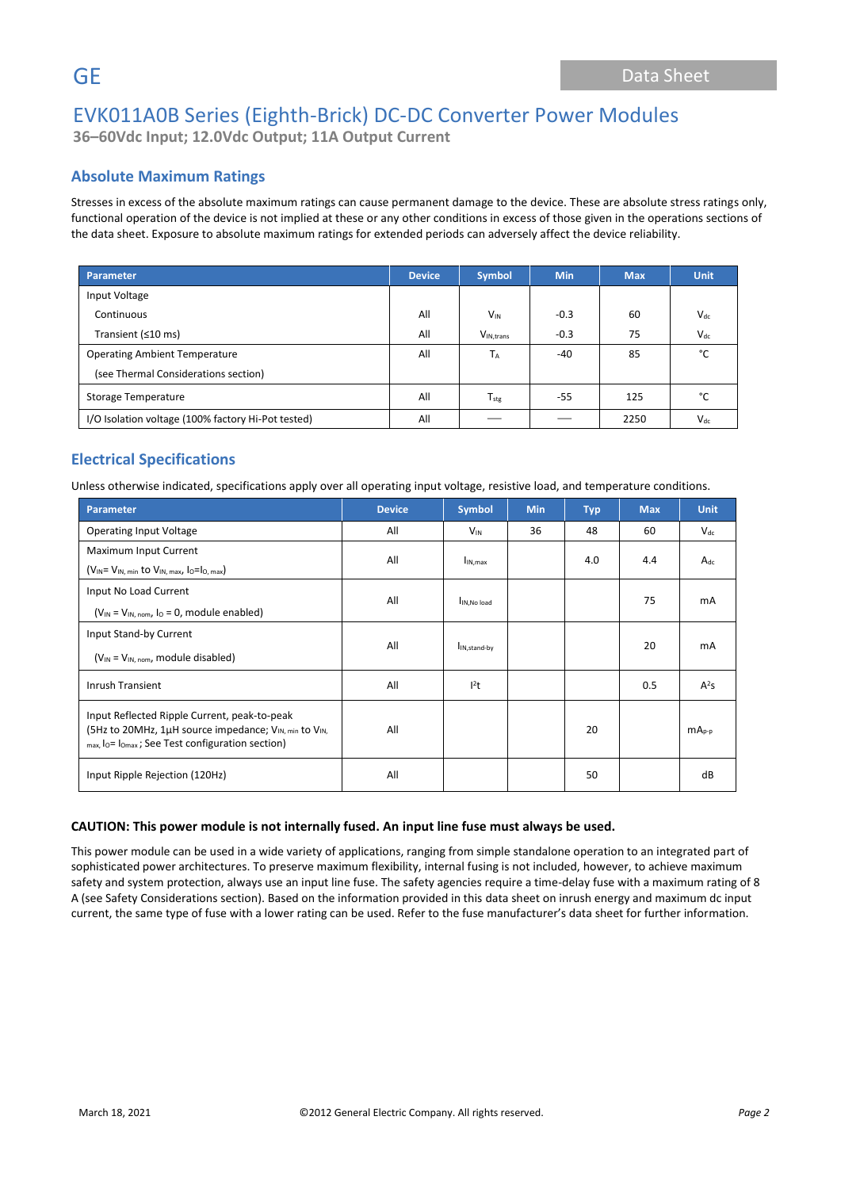# EVK011A0B Series (Eighth-Brick) DC-DC Converter Power Modules

**36–60Vdc Input; 12.0Vdc Output; 11A Output Current**

## Absolute Maximum Ratings

Stresses in excess of the absolute maximum ratings can cause permanent damage to the device. These are absolute stress ratings only, functional operation of the device is not implied at these or any other conditions in excess of those given in the operations sections of the data sheet. Exposure to absolute maximum ratings for extended periods can adversely affect the device reliability.

| Parameter | Device | Symbol | Min | Max | Unit |
|---|---|---|---|---|---|
| Input Voltage | | | | | |
| Continuous | All | $V_{IN}$ | -0.3 | 60 | $V_{dc}$ |
| Transient (≤10 ms) | All | $V_{IN,trans}$ | -0.3 | 75 | $V_{dc}$ |
| Operating Ambient Temperature (see Thermal Considerations section) | All | $T_A$ | -40 | 85 | °C |
| Storage Temperature | All | $T_{stg}$ | -55 | 125 | °C |
| I/O Isolation voltage (100% factory Hi-Pot tested) | All | — | — | 2250 | $V_{dc}$ |

## Electrical Specifications

Unless otherwise indicated, specifications apply over all operating input voltage, resistive load, and temperature conditions.

| Parameter | Device | Symbol | Min | Typ | Max | Unit |
|---|---|---|---|---|---|---|
| Operating Input Voltage | All | $V_{IN}$ | 36 | 48 | 60 | $V_{dc}$ |
| Maximum Input Current ($V_{IN}$= $V_{IN, min}$ to $V_{IN, max}$, $I_O$=$I_{O, max}$) | All | $I_{IN,max}$ | | 4.0 | 4.4 | $A_{dc}$ |
| Input No Load Current ($V_{IN}$ = $V_{IN, nom}$, $I_O$ = 0, module enabled) | All | $I_{IN,No\ load}$ | | | 75 | mA |
| Input Stand-by Current ($V_{IN}$ = $V_{IN, nom}$, module disabled) | All | $I_{IN,stand-by}$ | | | 20 | mA |
| Inrush Transient | All | $I^2t$ | | | 0.5 | $A^2s$ |
| Input Reflected Ripple Current, peak-to-peak (5Hz to 20MHz, 1μH source impedance; $V_{IN, min}$ to $V_{IN, max}$, $I_O$= $I_{Omax}$ ; See Test configuration section) | All | | | 20 | | $mA_{p-p}$ |
| Input Ripple Rejection (120Hz) | All | | | 50 | | dB |

**CAUTION: This power module is not internally fused. An input line fuse must always be used.**

This power module can be used in a wide variety of applications, ranging from simple standalone operation to an integrated part of sophisticated power architectures. To preserve maximum flexibility, internal fusing is not included, however, to achieve maximum safety and system protection, always use an input line fuse. The safety agencies require a time-delay fuse with a maximum rating of 8 A (see Safety Considerations section). Based on the information provided in this data sheet on inrush energy and maximum dc input current, the same type of fuse with a lower rating can be used. Refer to the fuse manufacturer's data sheet for further information.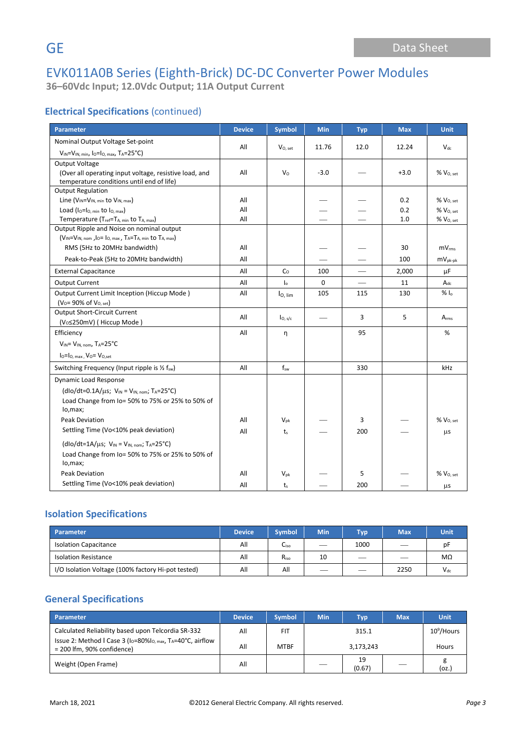# EVK011A0B Series (Eighth-Brick) DC-DC Converter Power Modules

**36–60Vdc Input; 12.0Vdc Output; 11A Output Current**

## Electrical Specifications (continued)

| Parameter | Device | Symbol | Min | Typ | Max | Unit |
|---|---|---|---|---|---|---|
| Nominal Output Voltage Set-point $V_{IN}$=$V_{IN, min}$, $I_O$=$I_{O, max}$, $T_A$=25°C) | All | $V_{O, set}$ | 11.76 | 12.0 | 12.24 | $V_{dc}$ |
| Output Voltage (Over all operating input voltage, resistive load, and temperature conditions until end of life) | All | $V_O$ | -3.0 | — | +3.0 | % $V_{O, set}$ |
| Output Regulation | | | | | | |
| Line ($V_{IN}$=$V_{IN, min}$ to $V_{IN, max}$) | All | | — | — | 0.2 | % $V_{O, set}$ |
| Load ($I_O$=$I_{O, min}$ to $I_{O, max}$) | All | | — | — | 0.2 | % $V_{O, set}$ |
| Temperature ($T_{ref}$=$T_{A, min}$ to $T_{A, max}$) | All | | — | — | 1.0 | % $V_{O, set}$ |
| Output Ripple and Noise on nominal output ($V_{IN}$=$V_{IN, nom}$ ,$I_O$= $I_{O, max}$ , $T_A$=$T_{A, min}$ to $T_{A, max}$) | | | | | | |
| RMS (5Hz to 20MHz bandwidth) | All | | — | — | 30 | $mV_{rms}$ |
| Peak-to-Peak (5Hz to 20MHz bandwidth) | All | | — | — | 100 | $mV_{pk-pk}$ |
| External Capacitance | All | $C_O$ | 100 | — | 2,000 | μF |
| Output Current | All | $I_o$ | 0 | — | 11 | $A_{dc}$ |
| Output Current Limit Inception (Hiccup Mode ) ($V_O$= 90% of $V_{O, set}$) | All | $I_{O, lim}$ | 105 | 115 | 130 | % $I_o$ |
| Output Short-Circuit Current ($V_O$≤250mV) ( Hiccup Mode ) | All | $I_{O, s/c}$ | — | 3 | 5 | $A_{rms}$ |
| Efficiency $V_{IN}$= $V_{IN, nom}$, $T_A$=25°C $I_O$=$I_{O, max}$ , $V_O$= $V_{O,set}$ | All | η | | 95 | | % |
| Switching Frequency (Input ripple is ½ $f_{sw}$) | All | $f_{sw}$ | | 330 | | kHz |
| Dynamic Load Response | | | | | | |
| (dIo/dt=0.1A/μs; $V_{IN}$ = $V_{IN, nom}$; $T_A$=25°C) Load Change from Io= 50% to 75% or 25% to 50% of Io,max; | | | | | | |
| Peak Deviation | All | $V_{pk}$ | — | 3 | — | % $V_{O, set}$ |
| Settling Time (Vo<10% peak deviation) | All | $t_s$ | — | 200 | — | μs |
| (dIo/dt=1A/μs; $V_{IN}$ = $V_{IN, nom}$; $T_A$=25°C) Load Change from Io= 50% to 75% or 25% to 50% of Io,max; | | | | | | |
| Peak Deviation | All | $V_{pk}$ | — | 5 | — | % $V_{O, set}$ |
| Settling Time (Vo<10% peak deviation) | All | $t_s$ | — | 200 | — | μs |

## Isolation Specifications

| Parameter | Device | Symbol | Min | Typ | Max | Unit |
|---|---|---|---|---|---|---|
| Isolation Capacitance | All | $C_{iso}$ | — | 1000 | — | pF |
| Isolation Resistance | All | $R_{iso}$ | 10 | — | — | MΩ |
| I/O Isolation Voltage (100% factory Hi-pot tested) | All | All | — | — | 2250 | $V_{dc}$ |

## General Specifications

| Parameter | Device | Symbol | Min | Typ | Max | Unit |
|---|---|---|---|---|---|---|
| Calculated Reliability based upon Telcordia SR-332 Issue 2: Method I Case 3 ($I_O$=80%$I_{O, max}$, $T_A$=40°C, airflow = 200 lfm, 90% confidence) | All | FIT | | 315.1 | | $10^9$/Hours |
| | All | MTBF | | 3,173,243 | | Hours |
| Weight (Open Frame) | All | | — | 19 (0.67) | — | g (oz.) |

March 18, 2021 ©2012 General Electric Company. All rights reserved.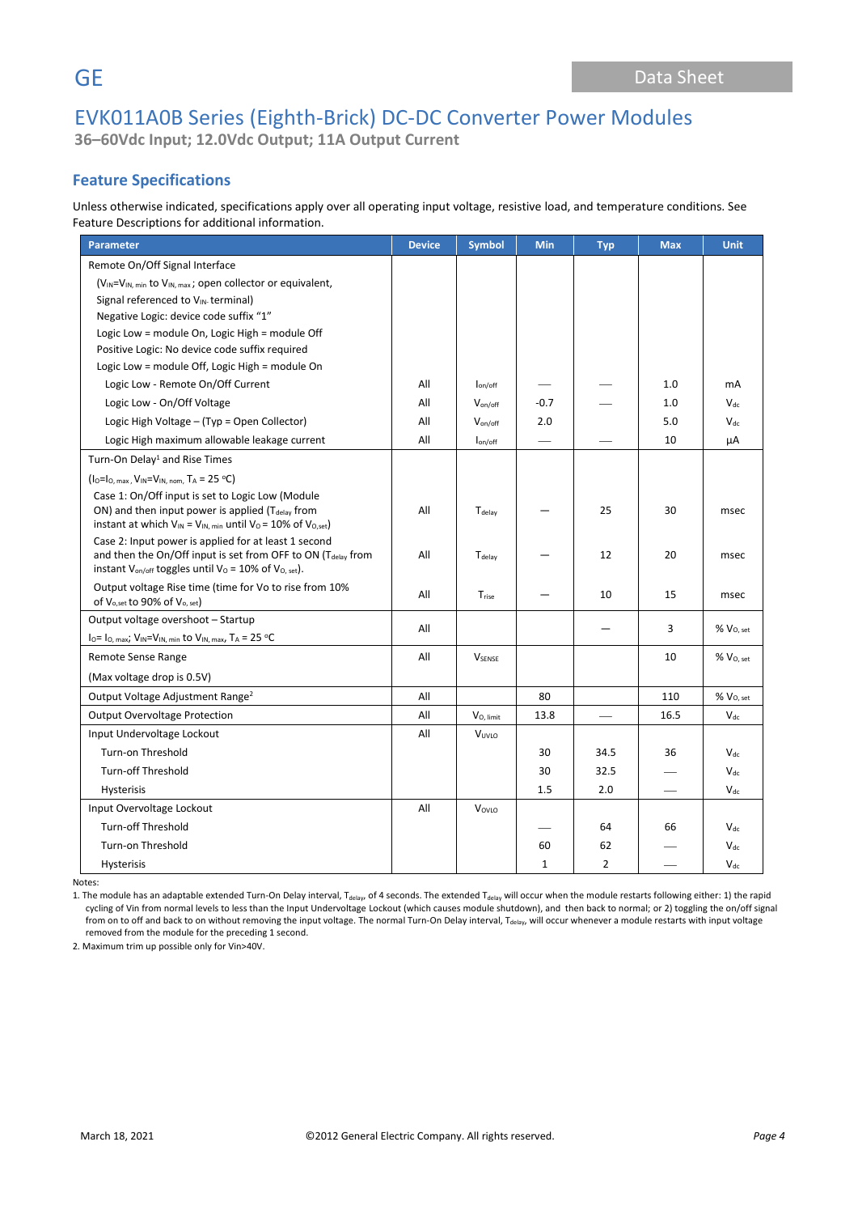# EVK011A0B Series (Eighth-Brick) DC-DC Converter Power Modules

**36–60Vdc Input; 12.0Vdc Output; 11A Output Current**

## Feature Specifications

Unless otherwise indicated, specifications apply over all operating input voltage, resistive load, and temperature conditions. See Feature Descriptions for additional information.

| Parameter | Device | Symbol | Min | Typ | Max | Unit |
|---|---|---|---|---|---|---|
| Remote On/Off Signal Interface | | | | | | |
| ($V_{IN}$=$V_{IN,\ min}$ to $V_{IN,\ max}$ ; open collector or equivalent, | | | | | | |
| Signal referenced to $V_{IN-}$ terminal) | | | | | | |
| Negative Logic: device code suffix “1” | | | | | | |
| Logic Low = module On, Logic High = module Off | | | | | | |
| Positive Logic: No device code suffix required | | | | | | |
| Logic Low = module Off, Logic High = module On | | | | | | |
| Logic Low - Remote On/Off Current | All | $I_{on/off}$ | — | — | 1.0 | mA |
| Logic Low - On/Off Voltage | All | $V_{on/off}$ | -0.7 | — | 1.0 | $V_{dc}$ |
| Logic High Voltage – (Typ = Open Collector) | All | $V_{on/off}$ | 2.0 | | 5.0 | $V_{dc}$ |
| Logic High maximum allowable leakage current | All | $I_{on/off}$ | — | — | 10 | μA |
| Turn-On Delay[1] and Rise Times | | | | | | |
| ($I_O$=$I_{O,\ max}$ , $V_{IN}$=$V_{IN,\ nom}$, $T_A$ = 25 °C) | | | | | | |
| Case 1: On/Off input is set to Logic Low (Module ON) and then input power is applied ($T_{delay}$ from instant at which $V_{IN}$ = $V_{IN,\ min}$ until $V_O$ = 10% of $V_{O,set}$) | All | $T_{delay}$ | — | 25 | 30 | msec |
| Case 2: Input power is applied for at least 1 second and then the On/Off input is set from OFF to ON ($T_{delay}$ from instant $V_{on/off}$ toggles until $V_O$ = 10% of $V_{O,\ set}$). | All | $T_{delay}$ | — | 12 | 20 | msec |
| Output voltage Rise time (time for Vo to rise from 10% of $V_{o,set}$ to 90% of $V_{o,\ set}$) | All | $T_{rise}$ | — | 10 | 15 | msec |
| Output voltage overshoot – Startup $I_O$= $I_{O,\ max}$; $V_{IN}$=$V_{IN,\ min}$ to $V_{IN,\ max}$, $T_A$ = 25 °C | All | | | — | 3 | % $V_{O,\ set}$ |
| Remote Sense Range (Max voltage drop is 0.5V) | All | $V_{SENSE}$ | | | 10 | % $V_{O,\ set}$ |
| Output Voltage Adjustment Range[2] | All | | 80 | | 110 | % $V_{O,\ set}$ |
| Output Overvoltage Protection | All | $V_{O,\ limit}$ | 13.8 | — | 16.5 | $V_{dc}$ |
| Input Undervoltage Lockout | All | $V_{UVLO}$ | | | | |
| Turn-on Threshold | | | 30 | 34.5 | 36 | $V_{dc}$ |
| Turn-off Threshold | | | 30 | 32.5 | — | $V_{dc}$ |
| Hysterisis | | | 1.5 | 2.0 | — | $V_{dc}$ |
| Input Overvoltage Lockout | All | $V_{OVLO}$ | | | | |
| Turn-off Threshold | | | — | 64 | 66 | $V_{dc}$ |
| Turn-on Threshold | | | 60 | 62 | — | $V_{dc}$ |
| Hysterisis | | | 1 | 2 | — | $V_{dc}$ |

Notes:

1. The module has an adaptable extended Turn-On Delay interval, $T_{delay}$, of 4 seconds. The extended $T_{delay}$ will occur when the module restarts following either: 1) the rapid cycling of Vin from normal levels to less than the Input Undervoltage Lockout (which causes module shutdown), and then back to normal; or 2) toggling the on/off signal from on to off and back to on without removing the input voltage. The normal Turn-On Delay interval, $T_{delay}$, will occur whenever a module restarts with input voltage removed from the module for the preceding 1 second.
2. Maximum trim up possible only for Vin>40V.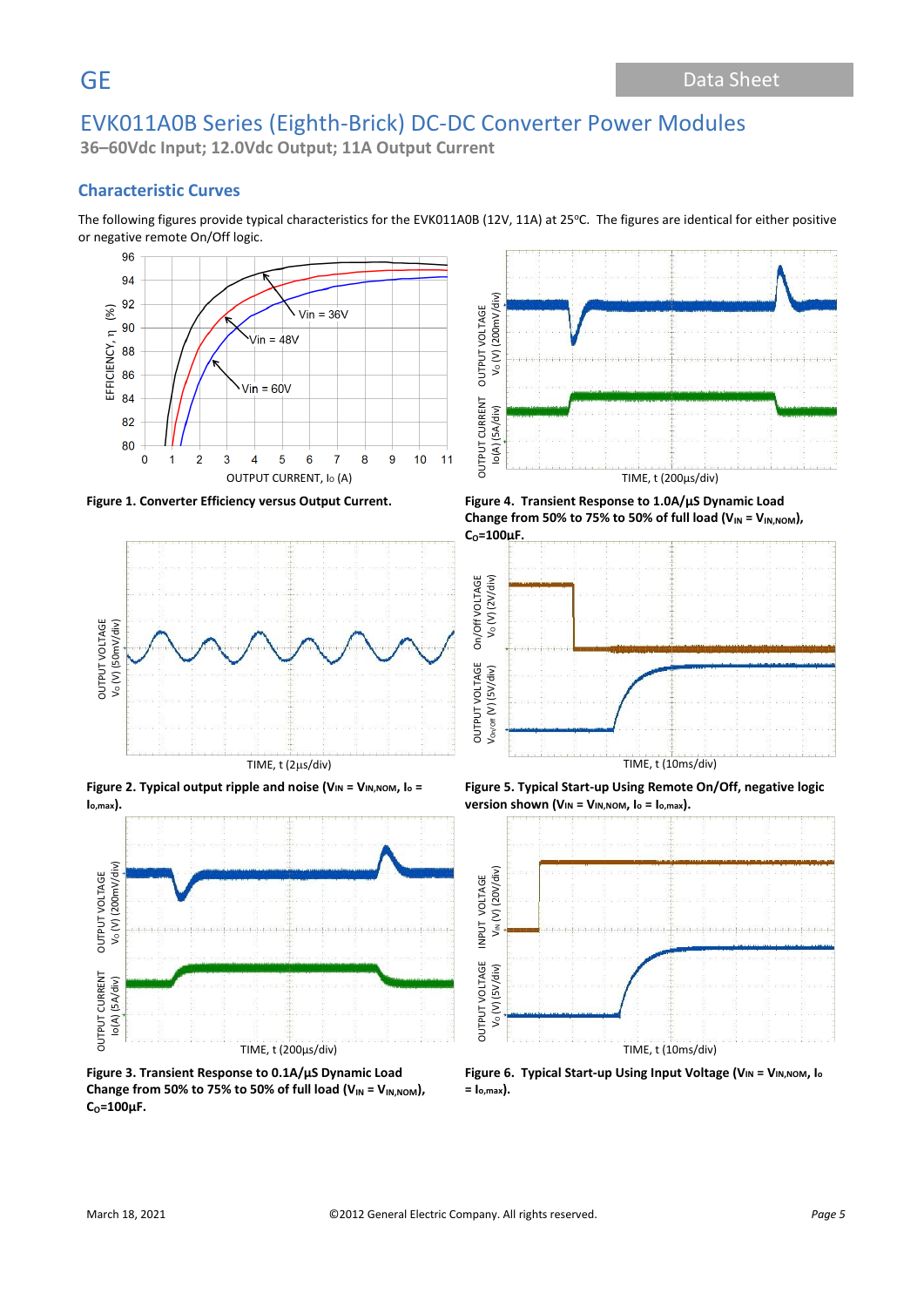# EVK011A0B Series (Eighth-Brick) DC-DC Converter Power Modules

**36–60Vdc Input; 12.0Vdc Output; 11A Output Current**

## Characteristic Curves

The following figures provide typical characteristics for the EVK011A0B (12V, 11A) at 25°C. The figures are identical for either positive or negative remote On/Off logic.

**Figure 1. Converter Efficiency versus Output Current.**

**Figure 2. Typical output ripple and noise ($V_{IN} = V_{IN,NOM}$, $I_o = I_{o,max}$).**

**Figure 3. Transient Response to 0.1A/µS Dynamic Load Change from 50% to 75% to 50% of full load ($V_{IN} = V_{IN,NOM}$), $C_O$=100µF.**

**Figure 4. Transient Response to 1.0A/µS Dynamic Load Change from 50% to 75% to 50% of full load ($V_{IN} = V_{IN,NOM}$), $C_O$=100µF.**

**Figure 5. Typical Start-up Using Remote On/Off, negative logic version shown ($V_{IN} = V_{IN,NOM}$, $I_o = I_{o,max}$).**

**Figure 6. Typical Start-up Using Input Voltage ($V_{IN} = V_{IN,NOM}$, $I_o = I_{o,max}$).**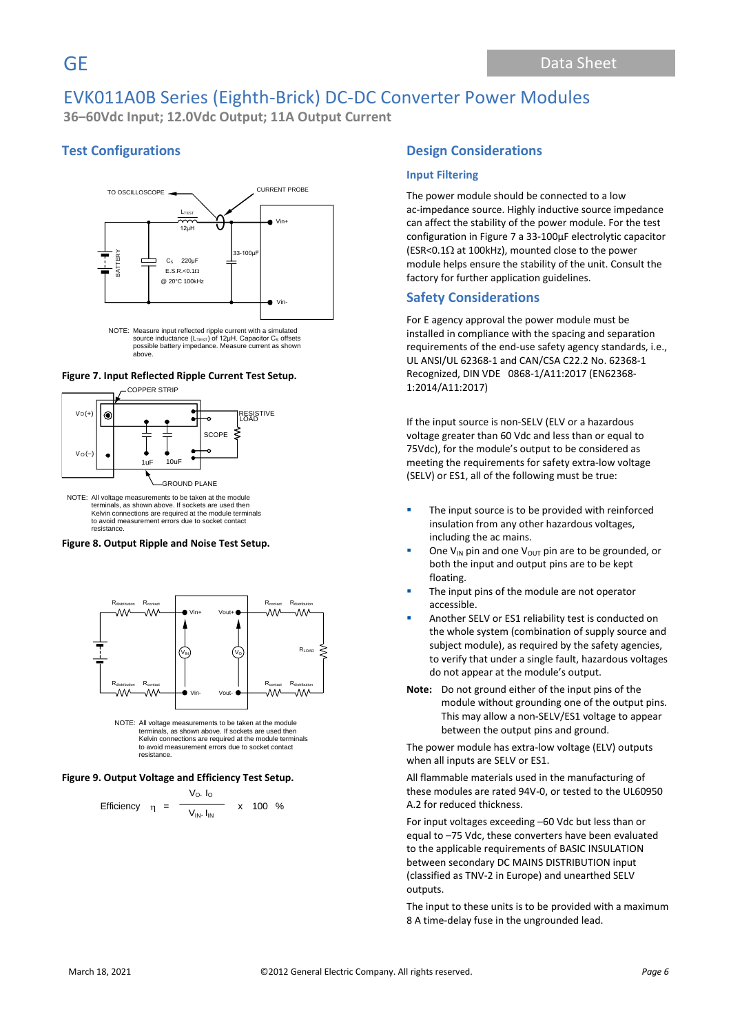# EVK011A0B Series (Eighth-Brick) DC-DC Converter Power Modules

**36–60Vdc Input; 12.0Vdc Output; 11A Output Current**

## Test Configurations

NOTE: Measure input reflected ripple current with a simulated source inductance ($L_{TEST}$) of 12μH. Capacitor $C_S$ offsets possible battery impedance. Measure current as shown above.

**Figure 7. Input Reflected Ripple Current Test Setup.**

NOTE: All voltage measurements to be taken at the module terminals, as shown above. If sockets are used then Kelvin connections are required at the module terminals to avoid measurement errors due to socket contact resistance.

**Figure 8. Output Ripple and Noise Test Setup.**

NOTE: All voltage measurements to be taken at the module terminals, as shown above. If sockets are used then Kelvin connections are required at the module terminals to avoid measurement errors due to socket contact resistance.

**Figure 9. Output Voltage and Efficiency Test Setup.**

$$\text{Efficiency} \quad \eta = \frac{V_O \cdot I_O}{V_{IN} \cdot I_{IN}} \times 100 \ \%$$

## Design Considerations

### Input Filtering

The power module should be connected to a low ac-impedance source. Highly inductive source impedance can affect the stability of the power module. For the test configuration in Figure 7 a 33-100μF electrolytic capacitor (ESR<0.1Ω at 100kHz), mounted close to the power module helps ensure the stability of the unit. Consult the factory for further application guidelines.

## Safety Considerations

For E agency approval the power module must be installed in compliance with the spacing and separation requirements of the end-use safety agency standards, i.e., UL ANSI/UL 62368-1 and CAN/CSA C22.2 No. 62368-1 Recognized, DIN VDE 0868-1/A11:2017 (EN62368-1:2014/A11:2017)

If the input source is non-SELV (ELV or a hazardous voltage greater than 60 Vdc and less than or equal to 75Vdc), for the module's output to be considered as meeting the requirements for safety extra-low voltage (SELV) or ES1, all of the following must be true:

- The input source is to be provided with reinforced insulation from any other hazardous voltages, including the ac mains.
- One $V_{IN}$ pin and one $V_{OUT}$ pin are to be grounded, or both the input and output pins are to be kept floating.
- The input pins of the module are not operator accessible.
- Another SELV or ES1 reliability test is conducted on the whole system (combination of supply source and subject module), as required by the safety agencies, to verify that under a single fault, hazardous voltages do not appear at the module's output.

**Note:** Do not ground either of the input pins of the module without grounding one of the output pins. This may allow a non-SELV/ES1 voltage to appear between the output pins and ground.

The power module has extra-low voltage (ELV) outputs when all inputs are SELV or ES1.

All flammable materials used in the manufacturing of these modules are rated 94V-0, or tested to the UL60950 A.2 for reduced thickness.

For input voltages exceeding –60 Vdc but less than or equal to –75 Vdc, these converters have been evaluated to the applicable requirements of BASIC INSULATION between secondary DC MAINS DISTRIBUTION input (classified as TNV-2 in Europe) and unearthed SELV outputs.

The input to these units is to be provided with a maximum 8 A time-delay fuse in the ungrounded lead.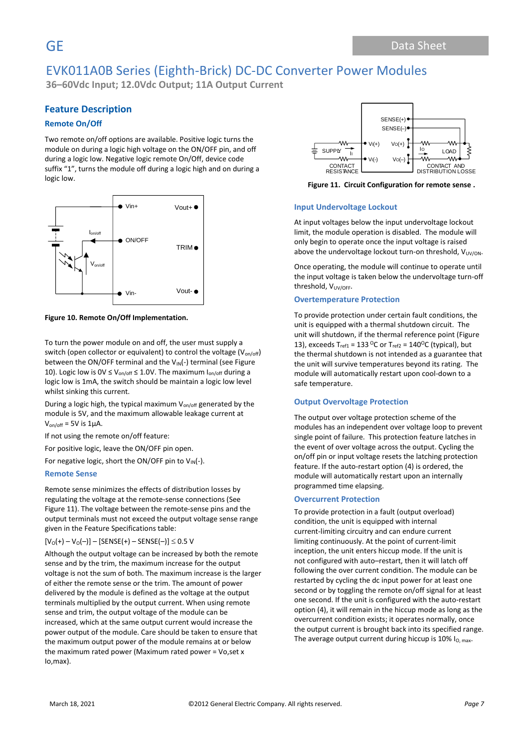## Feature Description

### Remote On/Off

Two remote on/off options are available. Positive logic turns the module on during a logic high voltage on the ON/OFF pin, and off during a logic low. Negative logic remote On/Off, device code suffix "1", turns the module off during a logic high and on during a logic low.

**Figure 10. Remote On/Off Implementation.**

To turn the power module on and off, the user must supply a switch (open collector or equivalent) to control the voltage ($V_{on/off}$) between the ON/OFF terminal and the $V_{IN}(-)$ terminal (see Figure 10). Logic low is $0V \leq V_{on/off} \leq 1.0V$. The maximum $I_{on/off}$ during a logic low is 1mA, the switch should be maintain a logic low level whilst sinking this current.

During a logic high, the typical maximum $V_{on/off}$ generated by the module is 5V, and the maximum allowable leakage current at $V_{on/off}$ = 5V is 1μA.

If not using the remote on/off feature:

For positive logic, leave the ON/OFF pin open.

For negative logic, short the ON/OFF pin to $V_{IN}(-)$.

### Remote Sense

Remote sense minimizes the effects of distribution losses by regulating the voltage at the remote-sense connections (See Figure 11). The voltage between the remote-sense pins and the output terminals must not exceed the output voltage sense range given in the Feature Specifications table:

$[V_O(+) – V_O(–)] – [SENSE(+) – SENSE(–)] \leq 0.5$ V

Although the output voltage can be increased by both the remote sense and by the trim, the maximum increase for the output voltage is not the sum of both. The maximum increase is the larger of either the remote sense or the trim. The amount of power delivered by the module is defined as the voltage at the output terminals multiplied by the output current. When using remote sense and trim, the output voltage of the module can be increased, which at the same output current would increase the power output of the module. Care should be taken to ensure that the maximum output power of the module remains at or below the maximum rated power (Maximum rated power = Vo,set x Io,max).

**Figure 11. Circuit Configuration for remote sense .**

### Input Undervoltage Lockout

At input voltages below the input undervoltage lockout limit, the module operation is disabled. The module will only begin to operate once the input voltage is raised above the undervoltage lockout turn-on threshold, $V_{UV/ON}$.

Once operating, the module will continue to operate until the input voltage is taken below the undervoltage turn-off threshold, $V_{UV/OFF}$.

### Overtemperature Protection

To provide protection under certain fault conditions, the unit is equipped with a thermal shutdown circuit. The unit will shutdown, if the thermal reference point (Figure 13), exceeds $T_{ref1}$ = 133 $^{O}$C or $T_{ref2}$ = 140$^{O}$C (typical), but the thermal shutdown is not intended as a guarantee that the unit will survive temperatures beyond its rating. The module will automatically restart upon cool-down to a safe temperature.

### Output Overvoltage Protection

The output over voltage protection scheme of the modules has an independent over voltage loop to prevent single point of failure. This protection feature latches in the event of over voltage across the output. Cycling the on/off pin or input voltage resets the latching protection feature. If the auto-restart option (4) is ordered, the module will automatically restart upon an internally programmed time elapsing.

### Overcurrent Protection

To provide protection in a fault (output overload) condition, the unit is equipped with internal current-limiting circuitry and can endure current limiting continuously. At the point of current-limit inception, the unit enters hiccup mode. If the unit is not configured with auto–restart, then it will latch off following the over current condition. The module can be restarted by cycling the dc input power for at least one second or by toggling the remote on/off signal for at least one second. If the unit is configured with the auto-restart option (4), it will remain in the hiccup mode as long as the overcurrent condition exists; it operates normally, once the output current is brought back into its specified range. The average output current during hiccup is 10% $I_{O,\ max}$.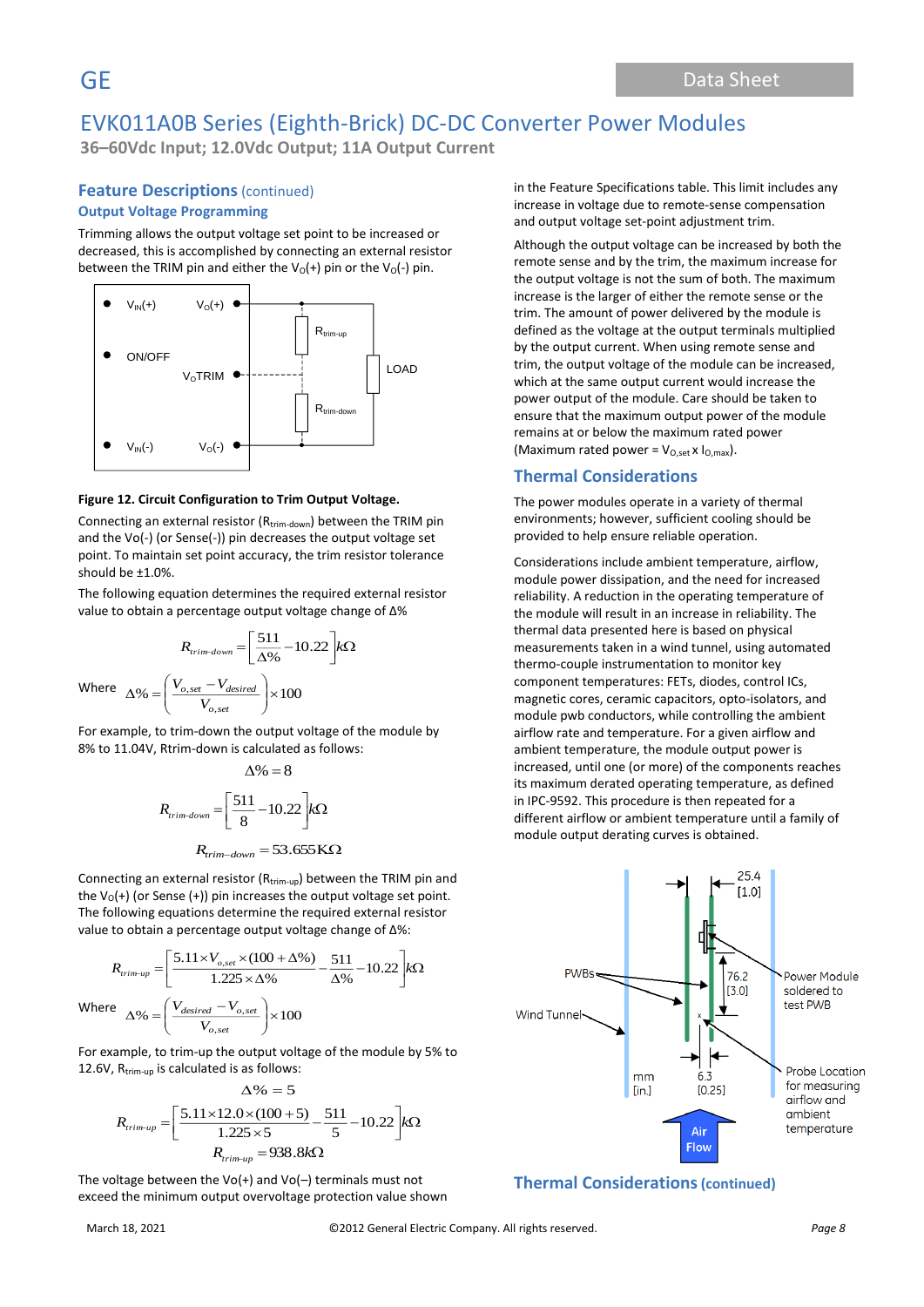# EVK011A0B Series (Eighth-Brick) DC-DC Converter Power Modules

**36–60Vdc Input; 12.0Vdc Output; 11A Output Current**

## Feature Descriptions (continued)

### Output Voltage Programming

Trimming allows the output voltage set point to be increased or decreased, this is accomplished by connecting an external resistor between the TRIM pin and either the $V_O(+)$ pin or the $V_O(-)$ pin.

**Figure 12. Circuit Configuration to Trim Output Voltage.**

Connecting an external resistor ($R_{trim-down}$) between the TRIM pin and the Vo(-) (or Sense(-)) pin decreases the output voltage set point. To maintain set point accuracy, the trim resistor tolerance should be ±1.0%.

The following equation determines the required external resistor value to obtain a percentage output voltage change of Δ%

$$R_{trim-down} = \left[\frac{511}{\Delta\%} - 10.22\right] k\Omega$$

Where $\Delta\% = \left(\frac{V_{o,set} - V_{desired}}{V_{o,set}}\right) \times 100$

For example, to trim-down the output voltage of the module by 8% to 11.04V, Rtrim-down is calculated as follows:

$$\Delta\% = 8$$

$$R_{trim-down} = \left[\frac{511}{8} - 10.22\right] k\Omega$$

$$R_{trim-down} = 53.655\text{K}\Omega$$

Connecting an external resistor ($R_{trim-up}$) between the TRIM pin and the $V_O(+)$ (or Sense (+)) pin increases the output voltage set point. The following equations determine the required external resistor value to obtain a percentage output voltage change of Δ%:

$$R_{trim-up} = \left[\frac{5.11 \times V_{o,set} \times (100 + \Delta\%)}{1.225 \times \Delta\%} - \frac{511}{\Delta\%} - 10.22\right] k\Omega$$

Where $\Delta\% = \left(\frac{V_{desired} - V_{o,set}}{V_{o,set}}\right) \times 100$

For example, to trim-up the output voltage of the module by 5% to 12.6V, $R_{trim-up}$ is calculated as follows:

$$\Delta\% = 5$$

$$R_{trim-up} = \left[\frac{5.11 \times 12.0 \times (100 + 5)}{1.225 \times 5} - \frac{511}{5} - 10.22\right] k\Omega$$

$$R_{trim-up} = 938.8k\Omega$$

The voltage between the Vo(+) and Vo(–) terminals must not exceed the minimum output overvoltage protection value shown in the Feature Specifications table. This limit includes any increase in voltage due to remote-sense compensation and output voltage set-point adjustment trim.

Although the output voltage can be increased by both the remote sense and by the trim, the maximum increase for the output voltage is not the sum of both. The maximum increase is the larger of either the remote sense or the trim. The amount of power delivered by the module is defined as the voltage at the output terminals multiplied by the output current. When using remote sense and trim, the output voltage of the module can be increased, which at the same output current would increase the power output of the module. Care should be taken to ensure that the maximum output power of the module remains at or below the maximum rated power (Maximum rated power = $V_{O,set}$ x $I_{O,max}$).

## Thermal Considerations

The power modules operate in a variety of thermal environments; however, sufficient cooling should be provided to help ensure reliable operation.

Considerations include ambient temperature, airflow, module power dissipation, and the need for increased reliability. A reduction in the operating temperature of the module will result in an increase in reliability. The thermal data presented here is based on physical measurements taken in a wind tunnel, using automated thermo-couple instrumentation to monitor key component temperatures: FETs, diodes, control ICs, magnetic cores, ceramic capacitors, opto-isolators, and module pwb conductors, while controlling the ambient airflow rate and temperature. For a given airflow and ambient temperature, the module output power is increased, until one (or more) of the components reaches its maximum derated operating temperature, as defined in IPC-9592. This procedure is then repeated for a different airflow or ambient temperature until a family of module output derating curves is obtained.

## Thermal Considerations (continued)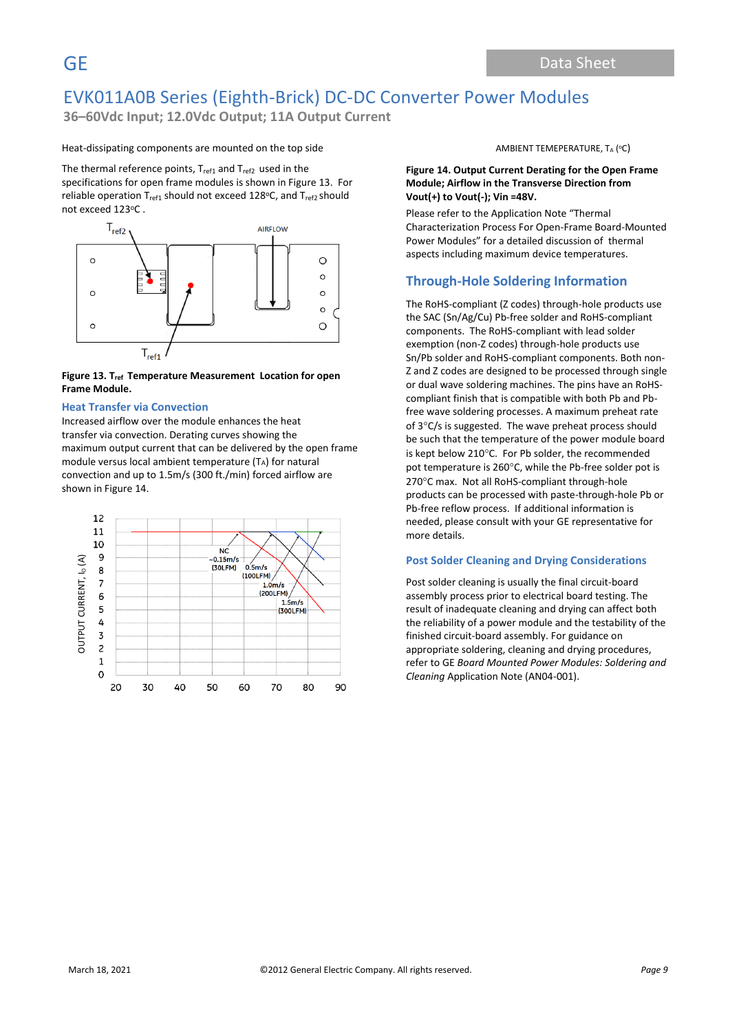Heat-dissipating components are mounted on the top side

The thermal reference points, $T_{ref1}$ and $T_{ref2}$ used in the specifications for open frame modules is shown in Figure 13. For reliable operation $T_{ref1}$ should not exceed 128°C, and $T_{ref2}$ should not exceed 123°C .

**Figure 13. $T_{ref}$ Temperature Measurement Location for open Frame Module.**

### Heat Transfer via Convection

Increased airflow over the module enhances the heat transfer via convection. Derating curves showing the maximum output current that can be delivered by the open frame module versus local ambient temperature ($T_A$) for natural convection and up to 1.5m/s (300 ft./min) forced airflow are shown in Figure 14.

AMBIENT TEMEPERATURE, $T_A$ (°C)

**Figure 14. Output Current Derating for the Open Frame Module; Airflow in the Transverse Direction from Vout(+) to Vout(-); Vin =48V.**

Please refer to the Application Note "Thermal Characterization Process For Open-Frame Board-Mounted Power Modules" for a detailed discussion of thermal aspects including maximum device temperatures.

## Through-Hole Soldering Information

The RoHS-compliant (Z codes) through-hole products use the SAC (Sn/Ag/Cu) Pb-free solder and RoHS-compliant components. The RoHS-compliant with lead solder exemption (non-Z codes) through-hole products use Sn/Pb solder and RoHS-compliant components. Both non-Z and Z codes are designed to be processed through single or dual wave soldering machines. The pins have an RoHS-compliant finish that is compatible with both Pb and Pb-free wave soldering processes. A maximum preheat rate of 3°C/s is suggested. The wave preheat process should be such that the temperature of the power module board is kept below 210°C. For Pb solder, the recommended pot temperature is 260°C, while the Pb-free solder pot is 270°C max. Not all RoHS-compliant through-hole products can be processed with paste-through-hole Pb or Pb-free reflow process. If additional information is needed, please consult with your GE representative for more details.

### Post Solder Cleaning and Drying Considerations

Post solder cleaning is usually the final circuit-board assembly process prior to electrical board testing. The result of inadequate cleaning and drying can affect both the reliability of a power module and the testability of the finished circuit-board assembly. For guidance on appropriate soldering, cleaning and drying procedures, refer to GE *Board Mounted Power Modules: Soldering and Cleaning* Application Note (AN04-001).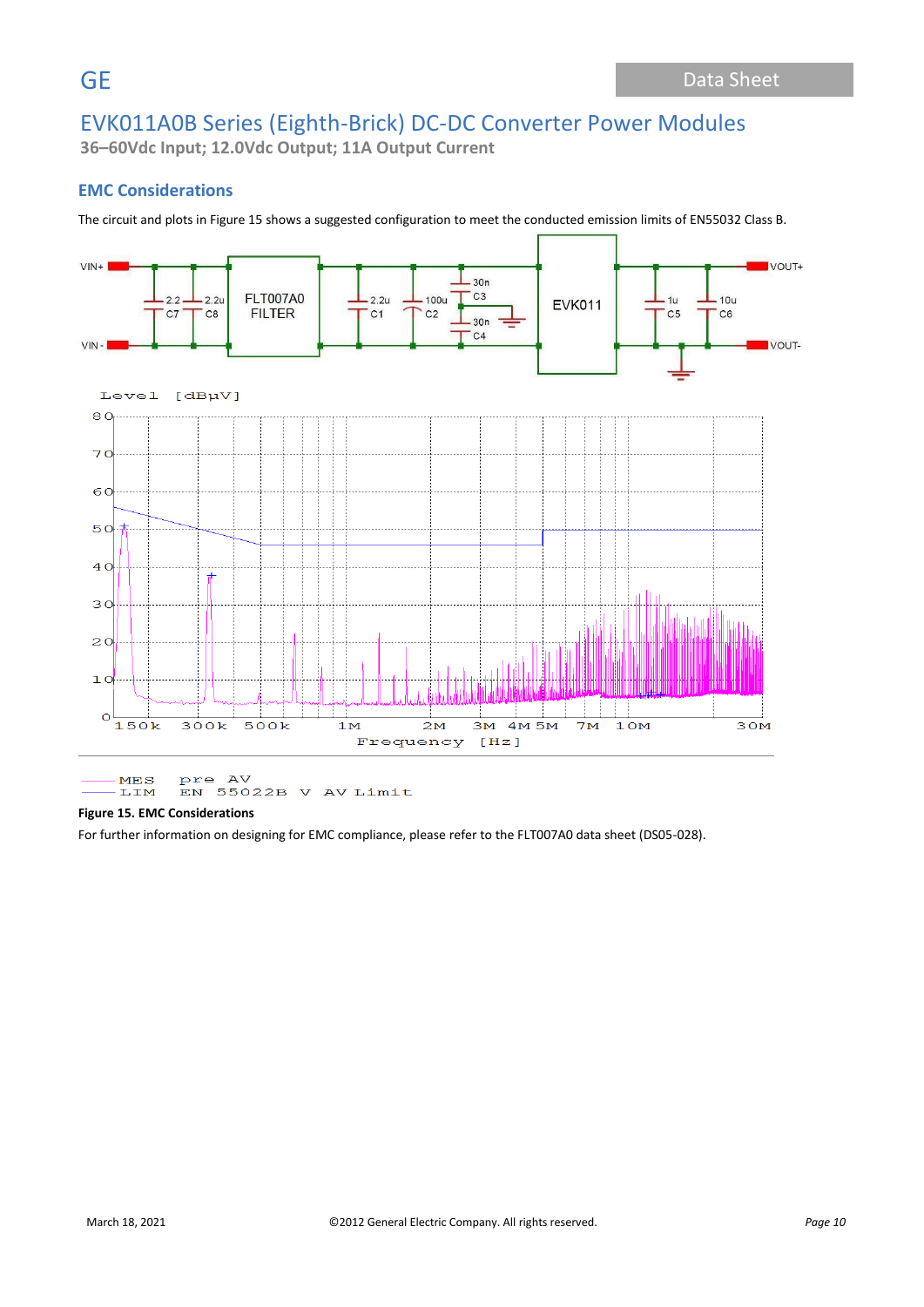## EMC Considerations

The circuit and plots in Figure 15 shows a suggested configuration to meet the conducted emission limits of EN55032 Class B.

**Figure 15. EMC Considerations**

For further information on designing for EMC compliance, please refer to the FLT007A0 data sheet (DS05-028).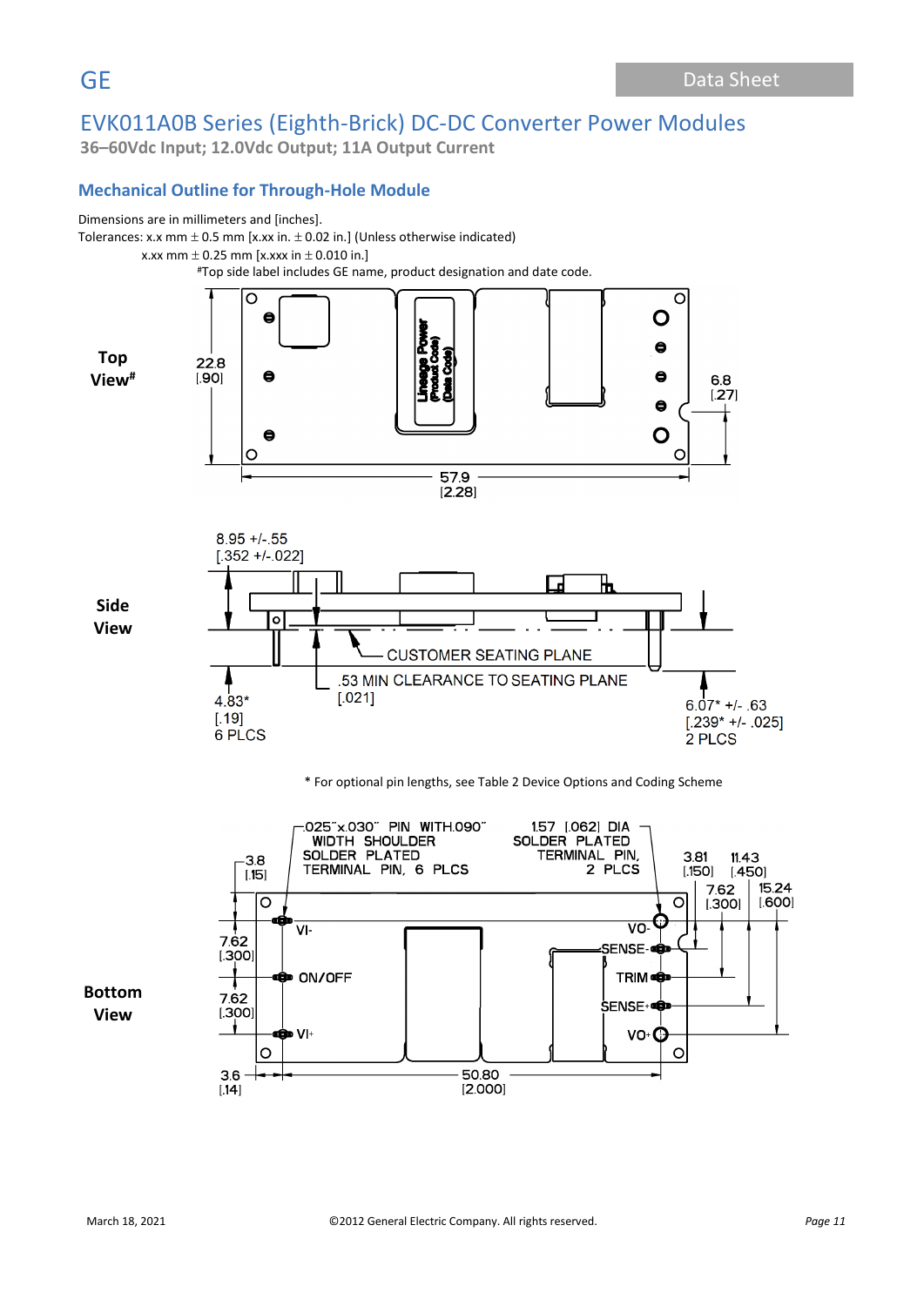## Mechanical Outline for Through-Hole Module

Dimensions are in millimeters and [inches].

Tolerances: x.x mm ± 0.5 mm [x.xx in. ± 0.02 in.] (Unless otherwise indicated)

x.xx mm ± 0.25 mm [x.xxx in ± 0.010 in.]

#Top side label includes GE name, product designation and date code.

**Top View#**

22.8 [.90]

57.9 [2.28]

6.8 [.27]

Lineage Power (Product Code) (Data Code)

**Side View**

8.95 +/-.55 [.352 +/-.022]

CUSTOMER SEATING PLANE

.53 MIN CLEARANCE TO SEATING PLANE [.021]

4.83* [.19] 6 PLCS

6.07* +/- .63 [.239* +/- .025] 2 PLCS

\* For optional pin lengths, see Table 2 Device Options and Coding Scheme

**Bottom View**

.025"x.030" PIN WITH.090" WIDTH SHOULDER SOLDER PLATED TERMINAL PIN, 6 PLCS

1.57 [.062] DIA SOLDER PLATED TERMINAL PIN, 2 PLCS

3.8 [.15]

3.81 [.150]

11.43 [.450]

7.62 [.300]

15.24 [.600]

VI-

VO-

SENSE-

ON/OFF

TRIM

SENSE+

VI+

VO+

7.62 [.300]

7.62 [.300]

3.6 [.14]

50.80 [2.000]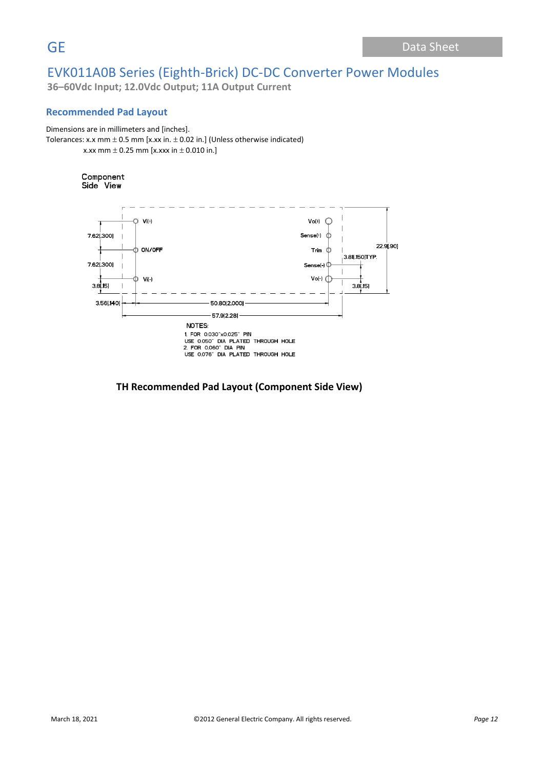# EVK011A0B Series (Eighth-Brick) DC-DC Converter Power Modules

**36–60Vdc Input; 12.0Vdc Output; 11A Output Current**

## Recommended Pad Layout

Dimensions are in millimeters and [inches].

Tolerances: x.x mm ± 0.5 mm [x.xx in. ± 0.02 in.] (Unless otherwise indicated)

x.xx mm ± 0.25 mm [x.xxx in ± 0.010 in.]

Component Side View

Vi(+) ON/OFF Vi(-) Vo(+) Sense(+) Trim Sense(-) Vo(-)

7.62[.300] 7.62[.300] 3.8[.15] 3.56[.140] 50.80[2.000] 57.9[2.28] 22.9[.90] 3.81[.150]TYP. 3.8[.15]

NOTES:

1. FOR 0.030"x0.025" PIN USE 0.050" DIA PLATED THROUGH HOLE
2. FOR 0.060" DIA PIN USE 0.076" DIA PLATED THROUGH HOLE

**TH Recommended Pad Layout (Component Side View)**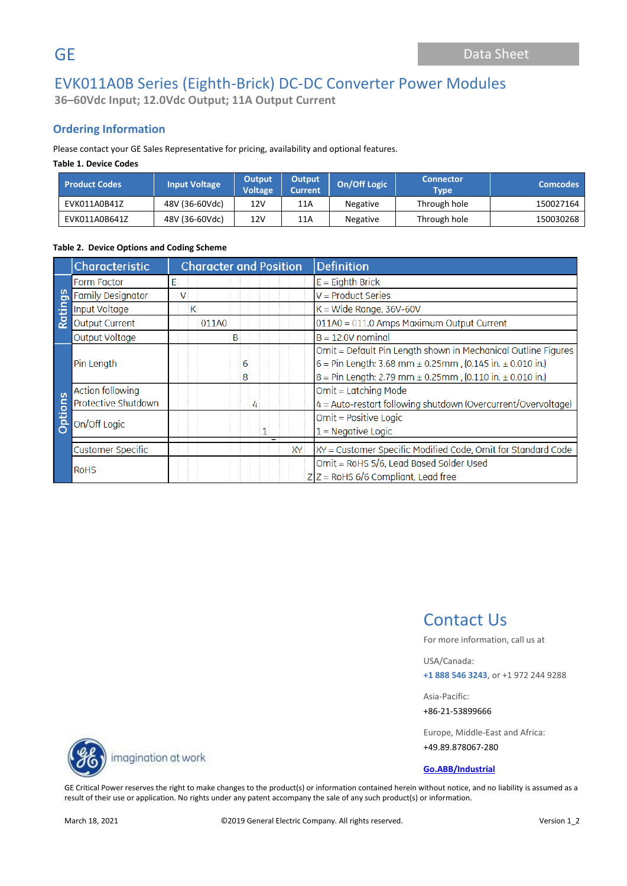# EVK011A0B Series (Eighth-Brick) DC-DC Converter Power Modules

**36–60Vdc Input; 12.0Vdc Output; 11A Output Current**

## Ordering Information

Please contact your GE Sales Representative for pricing, availability and optional features.

**Table 1. Device Codes**

| Product Codes | Input Voltage | Output Voltage | Output Current | On/Off Logic | Connector Type | Comcodes |
|---|---|---|---|---|---|---|
| EVK011A0B41Z | 48V (36-60Vdc) | 12V | 11A | Negative | Through hole | 150027164 |
| EVK011A0B641Z | 48V (36-60Vdc) | 12V | 11A | Negative | Through hole | 150030268 |

**Table 2. Device Options and Coding Scheme**

| | Characteristic | Character and Position | Definition |
|---|---|---|---|
| Ratings | Form Factor | E | E = Eighth Brick |
| | Family Designator | V | V = Product Series |
| | Input Voltage | K | K = Wide Range, 36V-60V |
| | Output Current | 011A0 | 011A0 = 011.0 Amps Maximum Output Current |
| | Output Voltage | B | B = 12.0V nominal |
| Options | Pin Length | 6<br>8 | Omit = Default Pin Length shown in Mechanical Outline Figures<br>6 = Pin Length: 3.68 mm ± 0.25mm , (0.145 in. ± 0.010 in.)<br>8 = Pin Length: 2.79 mm ± 0.25mm , (0.110 in. ± 0.010 in.) |
| | Action following Protective Shutdown | 4 | Omit = Latching Mode<br>4 = Auto-restart following shutdown (Overcurrent/Overvoltage) |
| | On/Off Logic | 1 | Omit = Positive Logic<br>1 = Negative Logic |
| | Customer Specific | XY | XY = Customer Specific Modified Code, Omit for Standard Code |
| | RoHS | Z | Omit = RoHS 5/6, Lead Based Solder Used<br>Z = RoHS 6/6 Compliant, Lead free |

## Contact Us

For more information, call us at

USA/Canada:
**+1 888 546 3243**, or +1 972 244 9288

Asia-Pacific:
+86-21-53899666

Europe, Middle-East and Africa:
+49.89.878067-280

**Go.ABB/Industrial**

imagination at work

GE Critical Power reserves the right to make changes to the product(s) or information contained herein without notice, and no liability is assumed as a result of their use or application. No rights under any patent accompany the sale of any such product(s) or information.

March 18, 2021 ©2019 General Electric Company. All rights reserved. Version 1_2